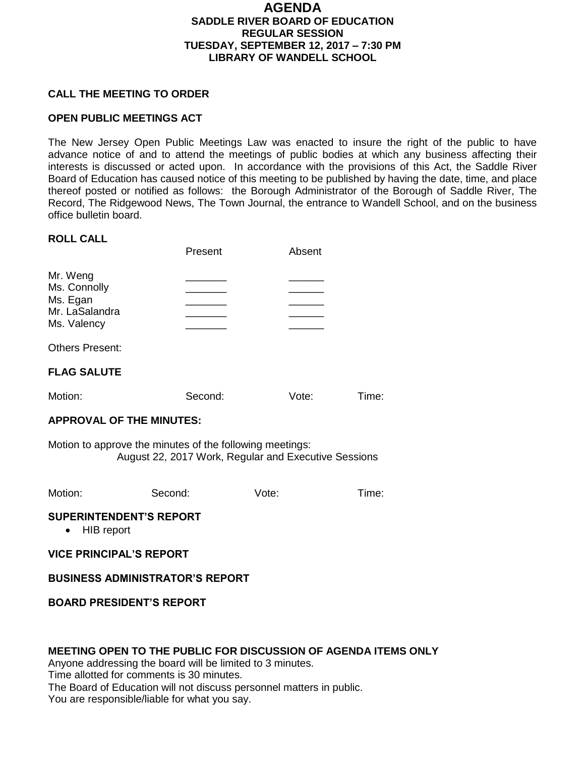# AGENDA
## SADDLE RIVER BOARD OF EDUCATION
## REGULAR SESSION
## TUESDAY, SEPTEMBER 12, 2017 – 7:30 PM
## LIBRARY OF WANDELL SCHOOL

**CALL THE MEETING TO ORDER**

**OPEN PUBLIC MEETINGS ACT**

The New Jersey Open Public Meetings Law was enacted to insure the right of the public to have advance notice of and to attend the meetings of public bodies at which any business affecting their interests is discussed or acted upon. In accordance with the provisions of this Act, the Saddle River Board of Education has caused notice of this meeting to be published by having the date, time, and place thereof posted or notified as follows: the Borough Administrator of the Borough of Saddle River, The Record, The Ridgewood News, The Town Journal, the entrance to Wandell School, and on the business office bulletin board.

**ROLL CALL**

| | Present | Absent |
|---|---|---|
| Mr. Weng | _______ | ______ |
| Ms. Connolly | _______ | ______ |
| Ms. Egan | _______ | ______ |
| Mr. LaSalandra | _______ | ______ |
| Ms. Valency | _______ | ______ |

Others Present:

**FLAG SALUTE**

Motion: Second: Vote: Time:

**APPROVAL OF THE MINUTES:**

Motion to approve the minutes of the following meetings:
August 22, 2017 Work, Regular and Executive Sessions

Motion: Second: Vote: Time:

**SUPERINTENDENT'S REPORT**

- HIB report

**VICE PRINCIPAL'S REPORT**

**BUSINESS ADMINISTRATOR'S REPORT**

**BOARD PRESIDENT'S REPORT**

**MEETING OPEN TO THE PUBLIC FOR DISCUSSION OF AGENDA ITEMS ONLY**

Anyone addressing the board will be limited to 3 minutes.
Time allotted for comments is 30 minutes.
The Board of Education will not discuss personnel matters in public.
You are responsible/liable for what you say.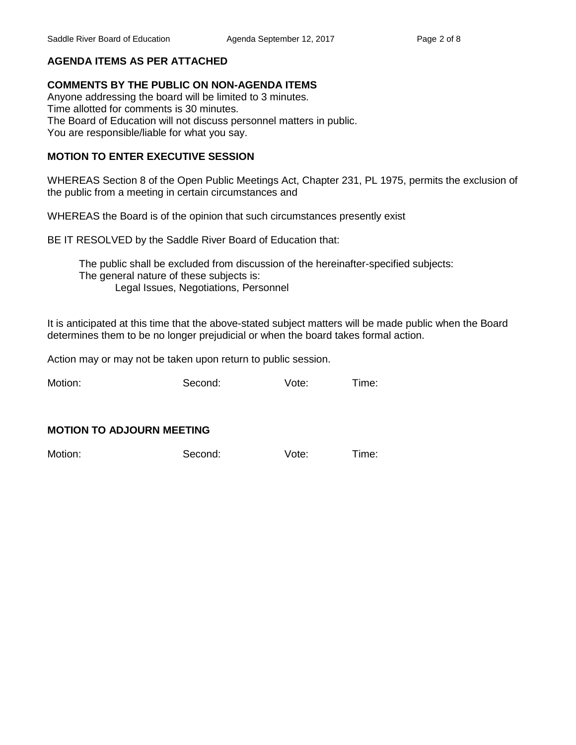**AGENDA ITEMS AS PER ATTACHED**

**COMMENTS BY THE PUBLIC ON NON-AGENDA ITEMS**
Anyone addressing the board will be limited to 3 minutes.
Time allotted for comments is 30 minutes.
The Board of Education will not discuss personnel matters in public.
You are responsible/liable for what you say.

**MOTION TO ENTER EXECUTIVE SESSION**

WHEREAS Section 8 of the Open Public Meetings Act, Chapter 231, PL 1975, permits the exclusion of the public from a meeting in certain circumstances and

WHEREAS the Board is of the opinion that such circumstances presently exist

BE IT RESOLVED by the Saddle River Board of Education that:

> The public shall be excluded from discussion of the hereinafter-specified subjects:
> The general nature of these subjects is:
> > Legal Issues, Negotiations, Personnel

It is anticipated at this time that the above-stated subject matters will be made public when the Board determines them to be no longer prejudicial or when the board takes formal action.

Action may or may not be taken upon return to public session.

Motion: Second: Vote: Time:

**MOTION TO ADJOURN MEETING**

Motion: Second: Vote: Time: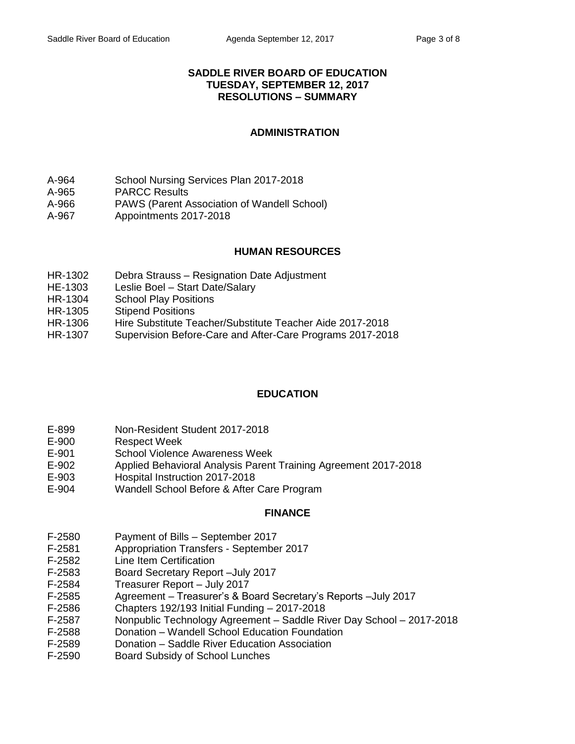# SADDLE RIVER BOARD OF EDUCATION
## TUESDAY, SEPTEMBER 12, 2017
## RESOLUTIONS – SUMMARY

### ADMINISTRATION

| | |
|---|---|
| A-964 | School Nursing Services Plan 2017-2018 |
| A-965 | PARCC Results |
| A-966 | PAWS (Parent Association of Wandell School) |
| A-967 | Appointments 2017-2018 |

### HUMAN RESOURCES

| | |
|---|---|
| HR-1302 | Debra Strauss – Resignation Date Adjustment |
| HE-1303 | Leslie Boel – Start Date/Salary |
| HR-1304 | School Play Positions |
| HR-1305 | Stipend Positions |
| HR-1306 | Hire Substitute Teacher/Substitute Teacher Aide 2017-2018 |
| HR-1307 | Supervision Before-Care and After-Care Programs 2017-2018 |

### EDUCATION

| | |
|---|---|
| E-899 | Non-Resident Student 2017-2018 |
| E-900 | Respect Week |
| E-901 | School Violence Awareness Week |
| E-902 | Applied Behavioral Analysis Parent Training Agreement 2017-2018 |
| E-903 | Hospital Instruction 2017-2018 |
| E-904 | Wandell School Before & After Care Program |

### FINANCE

| | |
|---|---|
| F-2580 | Payment of Bills – September 2017 |
| F-2581 | Appropriation Transfers - September 2017 |
| F-2582 | Line Item Certification |
| F-2583 | Board Secretary Report –July 2017 |
| F-2584 | Treasurer Report – July 2017 |
| F-2585 | Agreement – Treasurer's & Board Secretary's Reports –July 2017 |
| F-2586 | Chapters 192/193 Initial Funding – 2017-2018 |
| F-2587 | Nonpublic Technology Agreement – Saddle River Day School – 2017-2018 |
| F-2588 | Donation – Wandell School Education Foundation |
| F-2589 | Donation – Saddle River Education Association |
| F-2590 | Board Subsidy of School Lunches |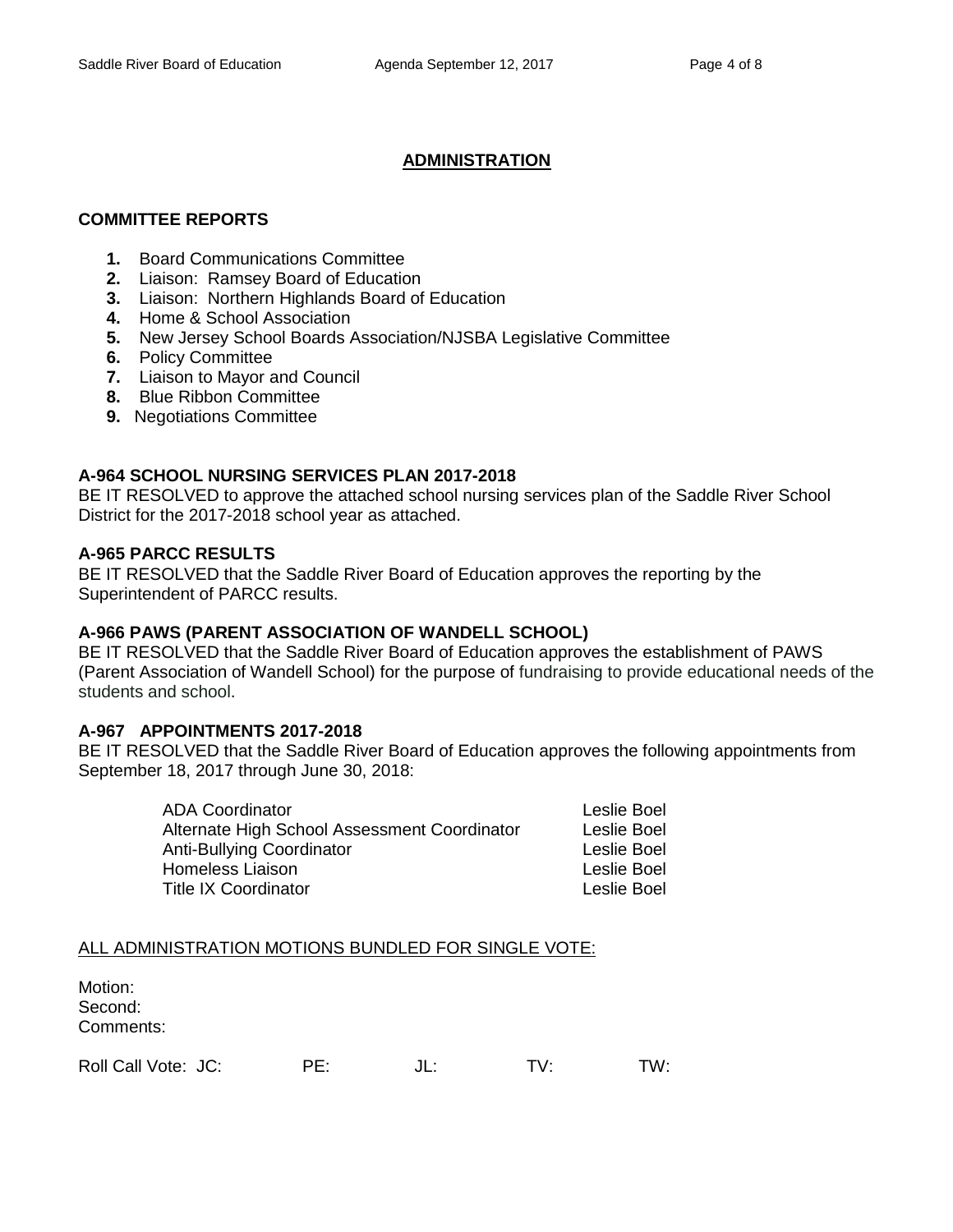## ADMINISTRATION

### COMMITTEE REPORTS

1. Board Communications Committee
2. Liaison: Ramsey Board of Education
3. Liaison: Northern Highlands Board of Education
4. Home & School Association
5. New Jersey School Boards Association/NJSBA Legislative Committee
6. Policy Committee
7. Liaison to Mayor and Council
8. Blue Ribbon Committee
9. Negotiations Committee

**A-964 SCHOOL NURSING SERVICES PLAN 2017-2018**
BE IT RESOLVED to approve the attached school nursing services plan of the Saddle River School District for the 2017-2018 school year as attached.

**A-965 PARCC RESULTS**
BE IT RESOLVED that the Saddle River Board of Education approves the reporting by the Superintendent of PARCC results.

**A-966 PAWS (PARENT ASSOCIATION OF WANDELL SCHOOL)**
BE IT RESOLVED that the Saddle River Board of Education approves the establishment of PAWS (Parent Association of Wandell School) for the purpose of fundraising to provide educational needs of the students and school.

**A-967 APPOINTMENTS 2017-2018**
BE IT RESOLVED that the Saddle River Board of Education approves the following appointments from September 18, 2017 through June 30, 2018:

| | |
|---|---|
| ADA Coordinator | Leslie Boel |
| Alternate High School Assessment Coordinator | Leslie Boel |
| Anti-Bullying Coordinator | Leslie Boel |
| Homeless Liaison | Leslie Boel |
| Title IX Coordinator | Leslie Boel |

ALL ADMINISTRATION MOTIONS BUNDLED FOR SINGLE VOTE:

Motion:
Second:
Comments:

Roll Call Vote: JC: PE: JL: TV: TW: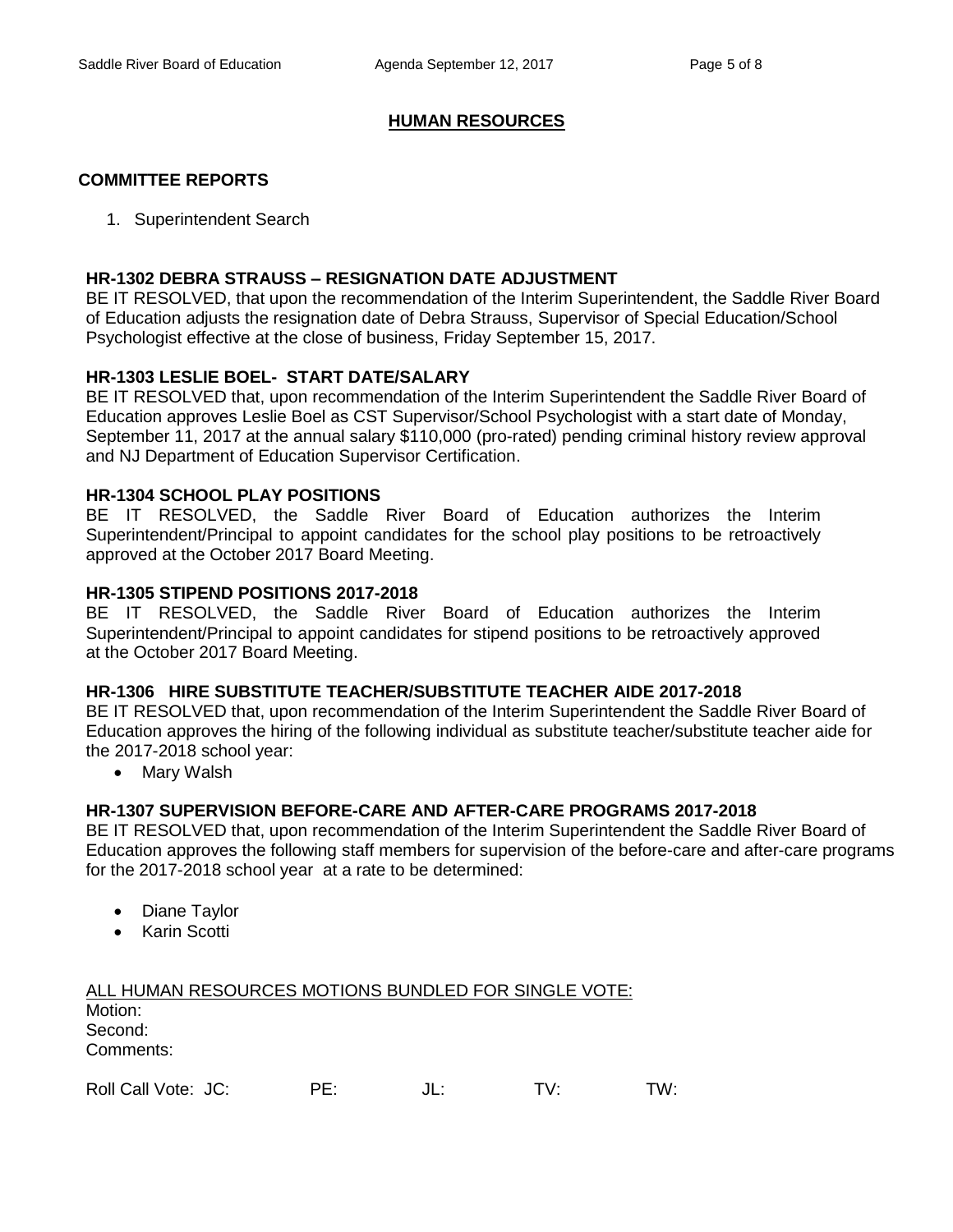# HUMAN RESOURCES

## COMMITTEE REPORTS

1. Superintendent Search

### HR-1302 DEBRA STRAUSS – RESIGNATION DATE ADJUSTMENT

BE IT RESOLVED, that upon the recommendation of the Interim Superintendent, the Saddle River Board of Education adjusts the resignation date of Debra Strauss, Supervisor of Special Education/School Psychologist effective at the close of business, Friday September 15, 2017.

### HR-1303 LESLIE BOEL- START DATE/SALARY

BE IT RESOLVED that, upon recommendation of the Interim Superintendent the Saddle River Board of Education approves Leslie Boel as CST Supervisor/School Psychologist with a start date of Monday, September 11, 2017 at the annual salary $110,000 (pro-rated) pending criminal history review approval and NJ Department of Education Supervisor Certification.

### HR-1304 SCHOOL PLAY POSITIONS

BE IT RESOLVED, the Saddle River Board of Education authorizes the Interim Superintendent/Principal to appoint candidates for the school play positions to be retroactively approved at the October 2017 Board Meeting.

### HR-1305 STIPEND POSITIONS 2017-2018

BE IT RESOLVED, the Saddle River Board of Education authorizes the Interim Superintendent/Principal to appoint candidates for stipend positions to be retroactively approved at the October 2017 Board Meeting.

### HR-1306 HIRE SUBSTITUTE TEACHER/SUBSTITUTE TEACHER AIDE 2017-2018

BE IT RESOLVED that, upon recommendation of the Interim Superintendent the Saddle River Board of Education approves the hiring of the following individual as substitute teacher/substitute teacher aide for the 2017-2018 school year:

- Mary Walsh

### HR-1307 SUPERVISION BEFORE-CARE AND AFTER-CARE PROGRAMS 2017-2018

BE IT RESOLVED that, upon recommendation of the Interim Superintendent the Saddle River Board of Education approves the following staff members for supervision of the before-care and after-care programs for the 2017-2018 school year at a rate to be determined:

- Diane Taylor
- Karin Scotti

ALL HUMAN RESOURCES MOTIONS BUNDLED FOR SINGLE VOTE:

Motion:
Second:
Comments:

Roll Call Vote: JC: PE: JL: TV: TW: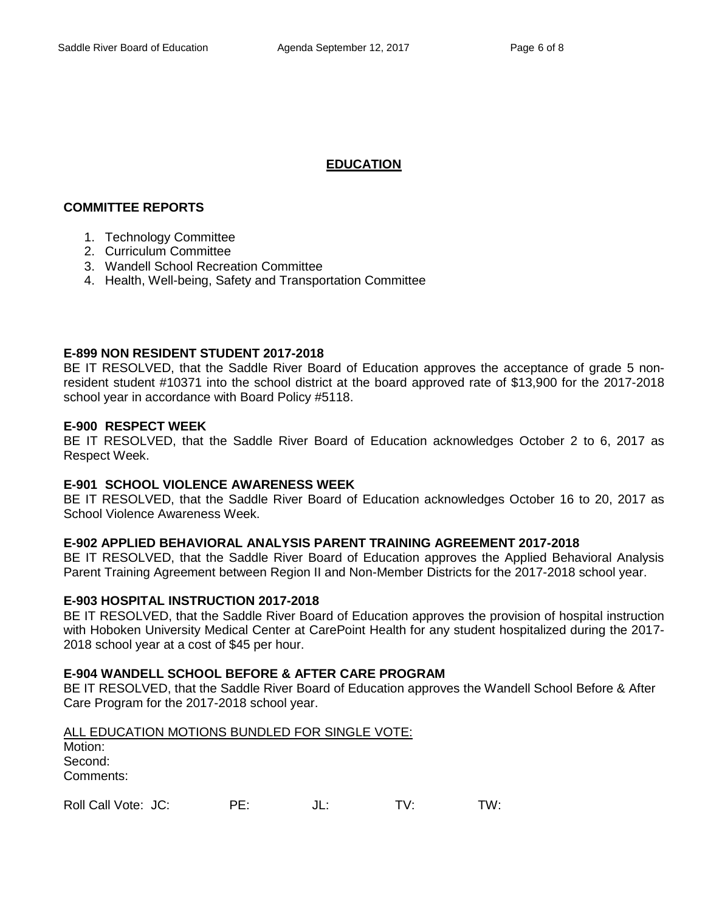# EDUCATION

**COMMITTEE REPORTS**

1. Technology Committee
2. Curriculum Committee
3. Wandell School Recreation Committee
4. Health, Well-being, Safety and Transportation Committee

**E-899 NON RESIDENT STUDENT 2017-2018**

BE IT RESOLVED, that the Saddle River Board of Education approves the acceptance of grade 5 non-resident student #10371 into the school district at the board approved rate of $13,900 for the 2017-2018 school year in accordance with Board Policy #5118.

**E-900 RESPECT WEEK**

BE IT RESOLVED, that the Saddle River Board of Education acknowledges October 2 to 6, 2017 as Respect Week.

**E-901 SCHOOL VIOLENCE AWARENESS WEEK**

BE IT RESOLVED, that the Saddle River Board of Education acknowledges October 16 to 20, 2017 as School Violence Awareness Week.

**E-902 APPLIED BEHAVIORAL ANALYSIS PARENT TRAINING AGREEMENT 2017-2018**

BE IT RESOLVED, that the Saddle River Board of Education approves the Applied Behavioral Analysis Parent Training Agreement between Region II and Non-Member Districts for the 2017-2018 school year.

**E-903 HOSPITAL INSTRUCTION 2017-2018**

BE IT RESOLVED, that the Saddle River Board of Education approves the provision of hospital instruction with Hoboken University Medical Center at CarePoint Health for any student hospitalized during the 2017-2018 school year at a cost of $45 per hour.

**E-904 WANDELL SCHOOL BEFORE & AFTER CARE PROGRAM**

BE IT RESOLVED, that the Saddle River Board of Education approves the Wandell School Before & After Care Program for the 2017-2018 school year.

ALL EDUCATION MOTIONS BUNDLED FOR SINGLE VOTE:

Motion:
Second:
Comments:

Roll Call Vote: JC: PE: JL: TV: TW: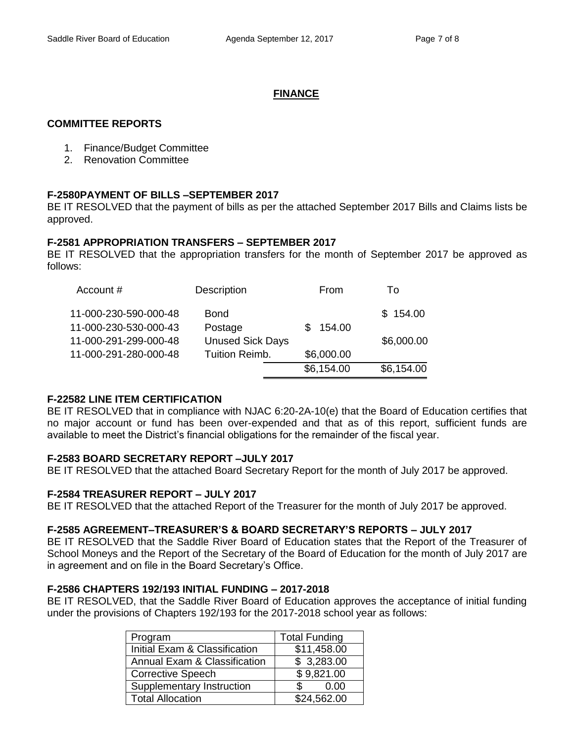## FINANCE

### COMMITTEE REPORTS

1. Finance/Budget Committee
2. Renovation Committee

**F-2580PAYMENT OF BILLS –SEPTEMBER 2017**

BE IT RESOLVED that the payment of bills as per the attached September 2017 Bills and Claims lists be approved.

**F-2581 APPROPRIATION TRANSFERS – SEPTEMBER 2017**

BE IT RESOLVED that the appropriation transfers for the month of September 2017 be approved as follows:

| Account # | Description | From | To |
|---|---|---|---|
| 11-000-230-590-000-48 | Bond | | $ 154.00 |
| 11-000-230-530-000-43 | Postage | $ 154.00 | |
| 11-000-291-299-000-48 | Unused Sick Days | | $6,000.00 |
| 11-000-291-280-000-48 | Tuition Reimb. | $6,000.00 | |
| | | $6,154.00 | $6,154.00 |

**F-22582 LINE ITEM CERTIFICATION**

BE IT RESOLVED that in compliance with NJAC 6:20-2A-10(e) that the Board of Education certifies that no major account or fund has been over-expended and that as of this report, sufficient funds are available to meet the District's financial obligations for the remainder of the fiscal year.

**F-2583 BOARD SECRETARY REPORT –JULY 2017**

BE IT RESOLVED that the attached Board Secretary Report for the month of July 2017 be approved.

**F-2584 TREASURER REPORT – JULY 2017**

BE IT RESOLVED that the attached Report of the Treasurer for the month of July 2017 be approved.

**F-2585 AGREEMENT–TREASURER'S & BOARD SECRETARY'S REPORTS – JULY 2017**

BE IT RESOLVED that the Saddle River Board of Education states that the Report of the Treasurer of School Moneys and the Report of the Secretary of the Board of Education for the month of July 2017 are in agreement and on file in the Board Secretary's Office.

**F-2586 CHAPTERS 192/193 INITIAL FUNDING – 2017-2018**

BE IT RESOLVED, that the Saddle River Board of Education approves the acceptance of initial funding under the provisions of Chapters 192/193 for the 2017-2018 school year as follows:

| Program | Total Funding |
|---|---|
| Initial Exam & Classification | $11,458.00 |
| Annual Exam & Classification | $ 3,283.00 |
| Corrective Speech | $ 9,821.00 |
| Supplementary Instruction | $ 0.00 |
| Total Allocation | $24,562.00 |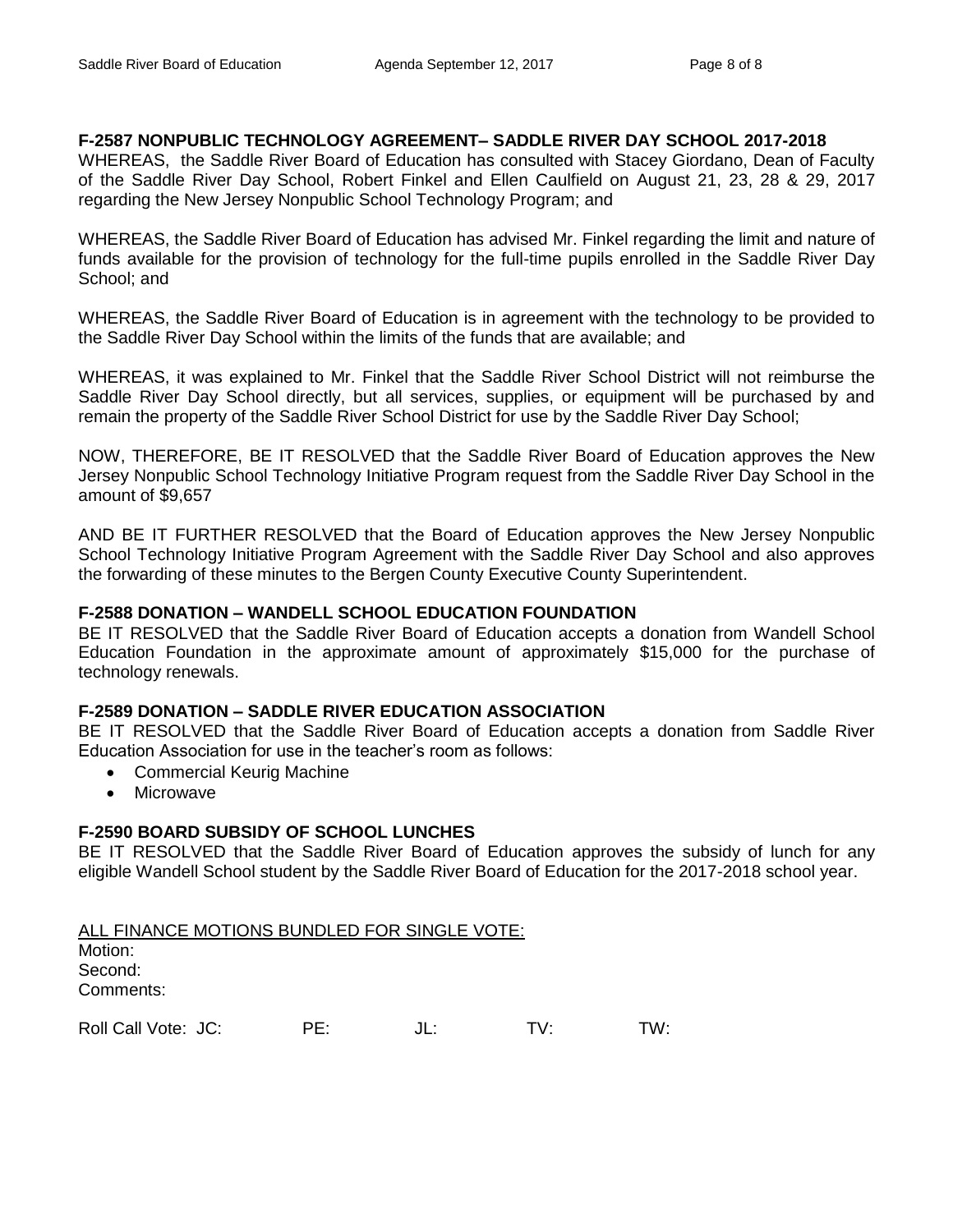**F-2587 NONPUBLIC TECHNOLOGY AGREEMENT– SADDLE RIVER DAY SCHOOL 2017-2018**

WHEREAS, the Saddle River Board of Education has consulted with Stacey Giordano, Dean of Faculty of the Saddle River Day School, Robert Finkel and Ellen Caulfield on August 21, 23, 28 & 29, 2017 regarding the New Jersey Nonpublic School Technology Program; and

WHEREAS, the Saddle River Board of Education has advised Mr. Finkel regarding the limit and nature of funds available for the provision of technology for the full-time pupils enrolled in the Saddle River Day School; and

WHEREAS, the Saddle River Board of Education is in agreement with the technology to be provided to the Saddle River Day School within the limits of the funds that are available; and

WHEREAS, it was explained to Mr. Finkel that the Saddle River School District will not reimburse the Saddle River Day School directly, but all services, supplies, or equipment will be purchased by and remain the property of the Saddle River School District for use by the Saddle River Day School;

NOW, THEREFORE, BE IT RESOLVED that the Saddle River Board of Education approves the New Jersey Nonpublic School Technology Initiative Program request from the Saddle River Day School in the amount of $9,657

AND BE IT FURTHER RESOLVED that the Board of Education approves the New Jersey Nonpublic School Technology Initiative Program Agreement with the Saddle River Day School and also approves the forwarding of these minutes to the Bergen County Executive County Superintendent.

**F-2588 DONATION – WANDELL SCHOOL EDUCATION FOUNDATION**

BE IT RESOLVED that the Saddle River Board of Education accepts a donation from Wandell School Education Foundation in the approximate amount of approximately $15,000 for the purchase of technology renewals.

**F-2589 DONATION – SADDLE RIVER EDUCATION ASSOCIATION**

BE IT RESOLVED that the Saddle River Board of Education accepts a donation from Saddle River Education Association for use in the teacher's room as follows:

- Commercial Keurig Machine
- Microwave

**F-2590 BOARD SUBSIDY OF SCHOOL LUNCHES**

BE IT RESOLVED that the Saddle River Board of Education approves the subsidy of lunch for any eligible Wandell School student by the Saddle River Board of Education for the 2017-2018 school year.

ALL FINANCE MOTIONS BUNDLED FOR SINGLE VOTE:

Motion:
Second:
Comments:

Roll Call Vote: JC: PE: JL: TV: TW: